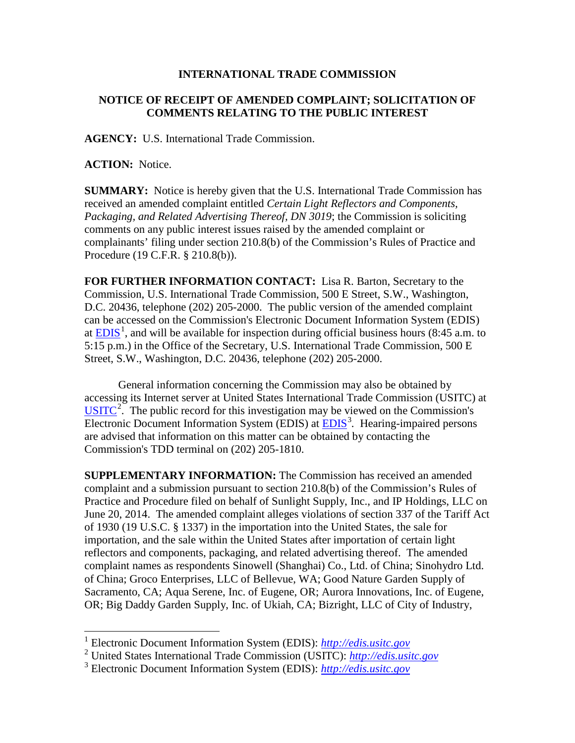**INTERNATIONAL TRADE COMMISSION**

**NOTICE OF RECEIPT OF AMENDED COMPLAINT; SOLICITATION OF COMMENTS RELATING TO THE PUBLIC INTEREST**

**AGENCY:** U.S. International Trade Commission.

**ACTION:** Notice.

**SUMMARY:** Notice is hereby given that the U.S. International Trade Commission has received an amended complaint entitled *Certain Light Reflectors and Components, Packaging, and Related Advertising Thereof, DN 3019*; the Commission is soliciting comments on any public interest issues raised by the amended complaint or complainants' filing under section 210.8(b) of the Commission's Rules of Practice and Procedure (19 C.F.R. § 210.8(b)).

**FOR FURTHER INFORMATION CONTACT:** Lisa R. Barton, Secretary to the Commission, U.S. International Trade Commission, 500 E Street, S.W., Washington, D.C. 20436, telephone (202) 205-2000. The public version of the amended complaint can be accessed on the Commission's Electronic Document Information System (EDIS) at EDIS[1], and will be available for inspection during official business hours (8:45 a.m. to 5:15 p.m.) in the Office of the Secretary, U.S. International Trade Commission, 500 E Street, S.W., Washington, D.C. 20436, telephone (202) 205-2000.

General information concerning the Commission may also be obtained by accessing its Internet server at United States International Trade Commission (USITC) at USITC[2]. The public record for this investigation may be viewed on the Commission's Electronic Document Information System (EDIS) at EDIS[3]. Hearing-impaired persons are advised that information on this matter can be obtained by contacting the Commission's TDD terminal on (202) 205-1810.

**SUPPLEMENTARY INFORMATION:** The Commission has received an amended complaint and a submission pursuant to section 210.8(b) of the Commission's Rules of Practice and Procedure filed on behalf of Sunlight Supply, Inc., and IP Holdings, LLC on June 20, 2014. The amended complaint alleges violations of section 337 of the Tariff Act of 1930 (19 U.S.C. § 1337) in the importation into the United States, the sale for importation, and the sale within the United States after importation of certain light reflectors and components, packaging, and related advertising thereof. The amended complaint names as respondents Sinowell (Shanghai) Co., Ltd. of China; Sinohydro Ltd. of China; Groco Enterprises, LLC of Bellevue, WA; Good Nature Garden Supply of Sacramento, CA; Aqua Serene, Inc. of Eugene, OR; Aurora Innovations, Inc. of Eugene, OR; Big Daddy Garden Supply, Inc. of Ukiah, CA; Bizright, LLC of City of Industry,

[1] Electronic Document Information System (EDIS): *http://edis.usitc.gov*

[2] United States International Trade Commission (USITC): *http://edis.usitc.gov*

[3] Electronic Document Information System (EDIS): *http://edis.usitc.gov*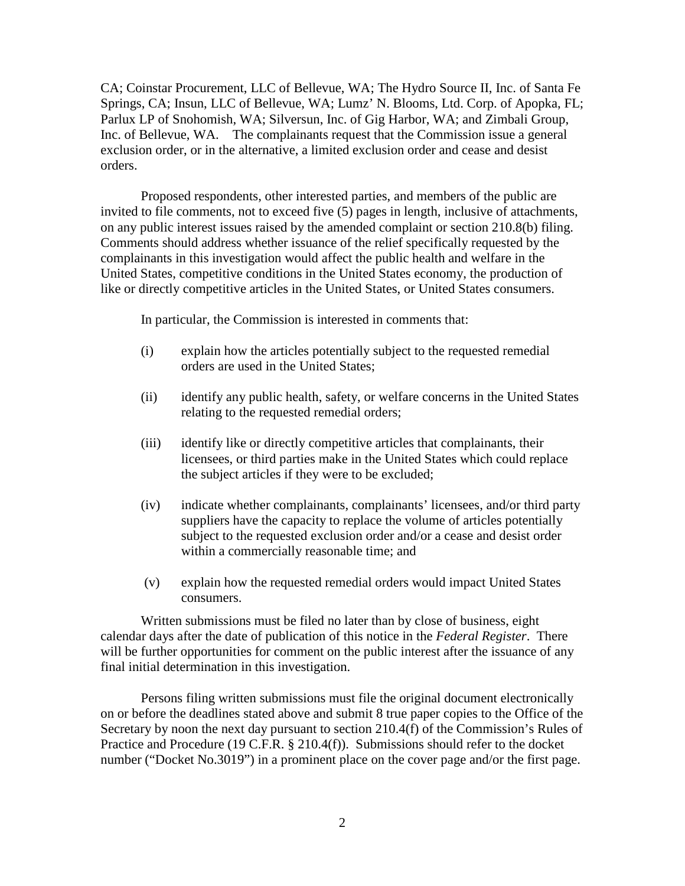CA; Coinstar Procurement, LLC of Bellevue, WA; The Hydro Source II, Inc. of Santa Fe Springs, CA; Insun, LLC of Bellevue, WA; Lumz' N. Blooms, Ltd. Corp. of Apopka, FL; Parlux LP of Snohomish, WA; Silversun, Inc. of Gig Harbor, WA; and Zimbali Group, Inc. of Bellevue, WA. The complainants request that the Commission issue a general exclusion order, or in the alternative, a limited exclusion order and cease and desist orders.

Proposed respondents, other interested parties, and members of the public are invited to file comments, not to exceed five (5) pages in length, inclusive of attachments, on any public interest issues raised by the amended complaint or section 210.8(b) filing. Comments should address whether issuance of the relief specifically requested by the complainants in this investigation would affect the public health and welfare in the United States, competitive conditions in the United States economy, the production of like or directly competitive articles in the United States, or United States consumers.

In particular, the Commission is interested in comments that:

(i) explain how the articles potentially subject to the requested remedial orders are used in the United States;

(ii) identify any public health, safety, or welfare concerns in the United States relating to the requested remedial orders;

(iii) identify like or directly competitive articles that complainants, their licensees, or third parties make in the United States which could replace the subject articles if they were to be excluded;

(iv) indicate whether complainants, complainants' licensees, and/or third party suppliers have the capacity to replace the volume of articles potentially subject to the requested exclusion order and/or a cease and desist order within a commercially reasonable time; and

(v) explain how the requested remedial orders would impact United States consumers.

Written submissions must be filed no later than by close of business, eight calendar days after the date of publication of this notice in the *Federal Register*. There will be further opportunities for comment on the public interest after the issuance of any final initial determination in this investigation.

Persons filing written submissions must file the original document electronically on or before the deadlines stated above and submit 8 true paper copies to the Office of the Secretary by noon the next day pursuant to section 210.4(f) of the Commission's Rules of Practice and Procedure (19 C.F.R. § 210.4(f)). Submissions should refer to the docket number ("Docket No.3019") in a prominent place on the cover page and/or the first page.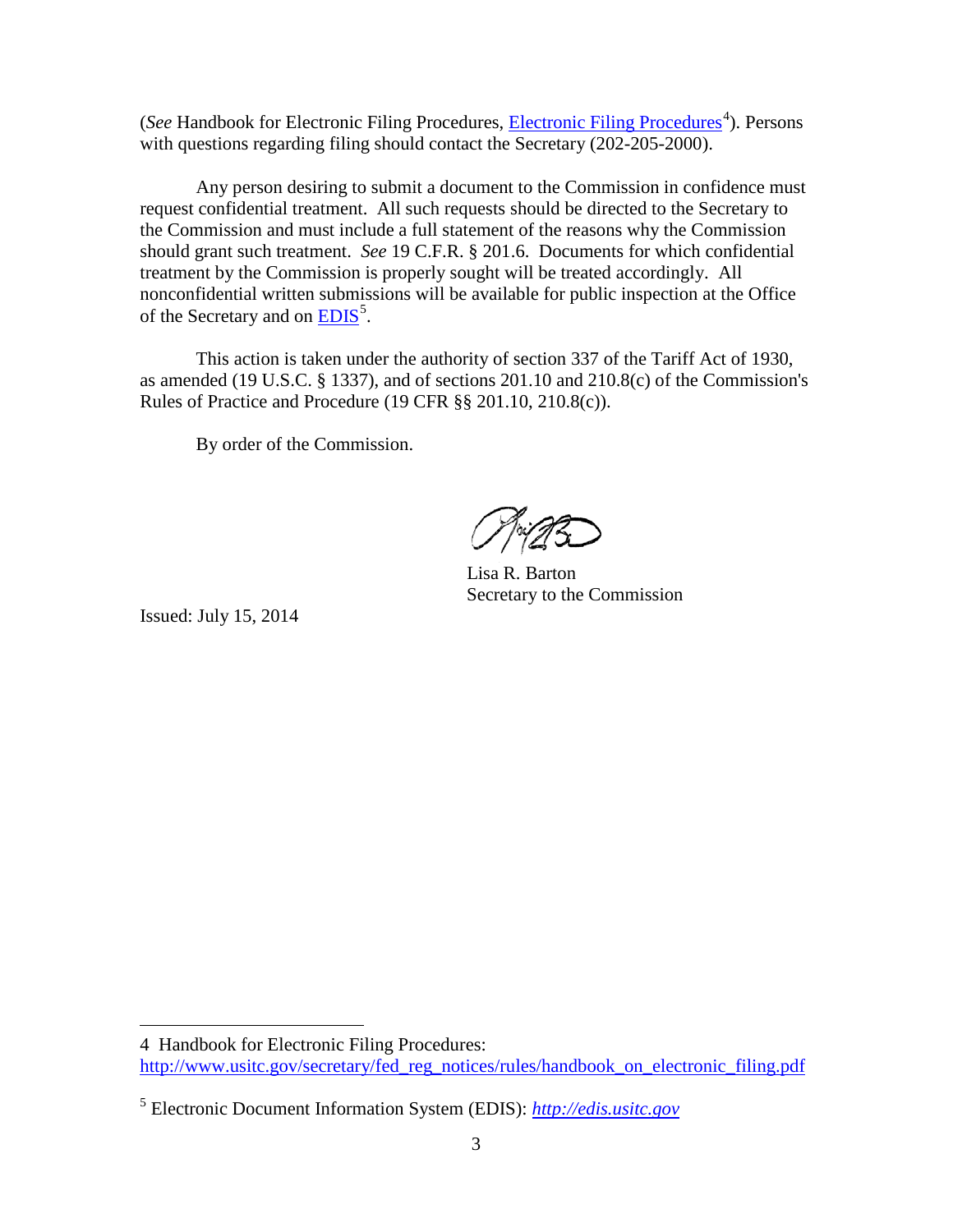(*See* Handbook for Electronic Filing Procedures, [Electronic Filing Procedures][4]). Persons with questions regarding filing should contact the Secretary (202-205-2000).

Any person desiring to submit a document to the Commission in confidence must request confidential treatment. All such requests should be directed to the Secretary to the Commission and must include a full statement of the reasons why the Commission should grant such treatment. *See* 19 C.F.R. § 201.6. Documents for which confidential treatment by the Commission is properly sought will be treated accordingly. All nonconfidential written submissions will be available for public inspection at the Office of the Secretary and on [EDIS][5].

This action is taken under the authority of section 337 of the Tariff Act of 1930, as amended (19 U.S.C. § 1337), and of sections 201.10 and 210.8(c) of the Commission's Rules of Practice and Procedure (19 CFR §§ 201.10, 210.8(c)).

By order of the Commission.

Lisa R. Barton
Secretary to the Commission

Issued: July 15, 2014

---

4 Handbook for Electronic Filing Procedures: http://www.usitc.gov/secretary/fed_reg_notices/rules/handbook_on_electronic_filing.pdf

5 Electronic Document Information System (EDIS): *http://edis.usitc.gov*